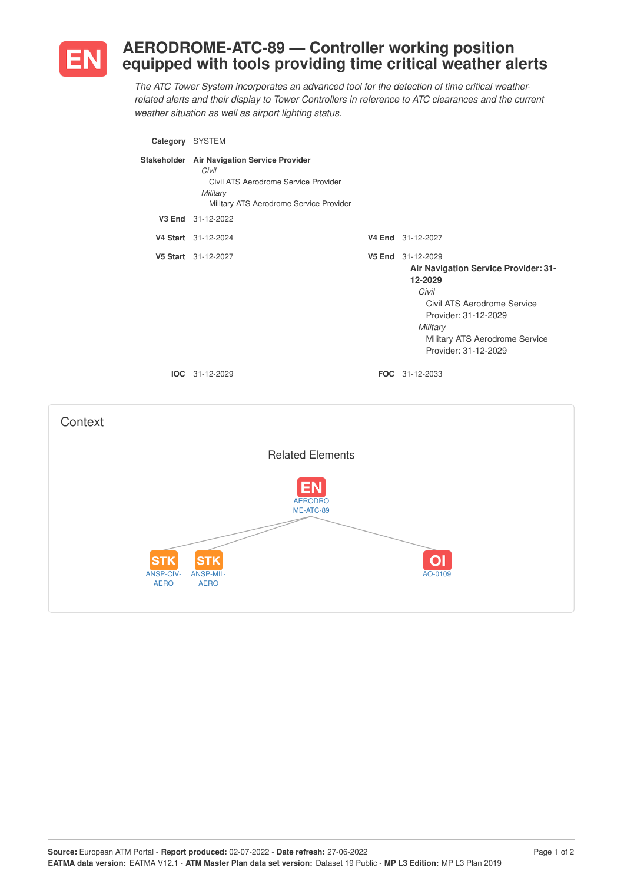# EN AERODROME-ATC-89 — Controller working position equipped with tools providing time critical weather alerts

*The ATC Tower System incorporates an advanced tool for the detection of time critical weather-related alerts and their display to Tower Controllers in reference to ATC clearances and the current weather situation as well as airport lighting status.*

**Category** SYSTEM

**Stakeholder** **Air Navigation Service Provider**
- *Civil*
  - Civil ATS Aerodrome Service Provider
- *Military*
  - Military ATS Aerodrome Service Provider

**V3 End** 31-12-2022

**V4 Start** 31-12-2024

**V4 End** 31-12-2027

**V5 Start** 31-12-2027

**V5 End** 31-12-2029
- **Air Navigation Service Provider: 31-12-2029**
  - *Civil*
    - Civil ATS Aerodrome Service Provider: 31-12-2029
  - *Military*
    - Military ATS Aerodrome Service Provider: 31-12-2029

**IOC** 31-12-2029

**FOC** 31-12-2033

## Context

### Related Elements

EN AERODROME-ATC-89

- STK ANSP-CIV-AERO
- STK ANSP-MIL-AERO
- OI AO-0109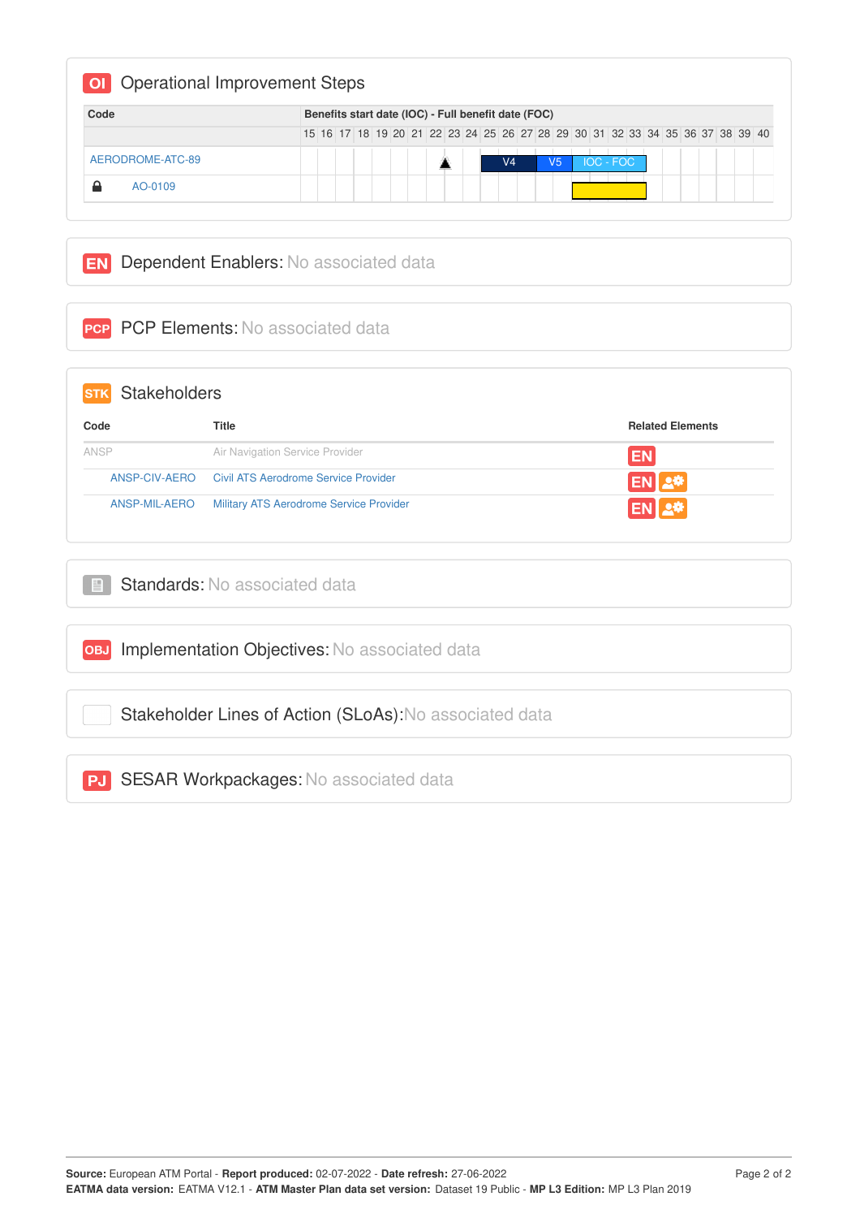## OI Operational Improvement Steps

| Code | Benefits start date (IOC) - Full benefit date (FOC) |
|---|---|
| | 15 16 17 18 19 20 21 22 23 24 25 26 27 28 29 30 31 32 33 34 35 36 37 38 39 40 |
| AERODROME-ATC-89 | V4 V5 IOC - FOC |
| AO-0109 | |

## EN Dependent Enablers: No associated data

## PCP PCP Elements: No associated data

## STK Stakeholders

| Code | Title | Related Elements |
|---|---|---|
| ANSP | Air Navigation Service Provider | EN |
| ANSP-CIV-AERO | Civil ATS Aerodrome Service Provider | EN |
| ANSP-MIL-AERO | Military ATS Aerodrome Service Provider | EN |

## Standards: No associated data

## OBJ Implementation Objectives: No associated data

## Stakeholder Lines of Action (SLoAs): No associated data

## PJ SESAR Workpackages: No associated data

**Source:** European ATM Portal - **Report produced:** 02-07-2022 - **Date refresh:** 27-06-2022
**EATMA data version:** EATMA V12.1 - **ATM Master Plan data set version:** Dataset 19 Public - **MP L3 Edition:** MP L3 Plan 2019